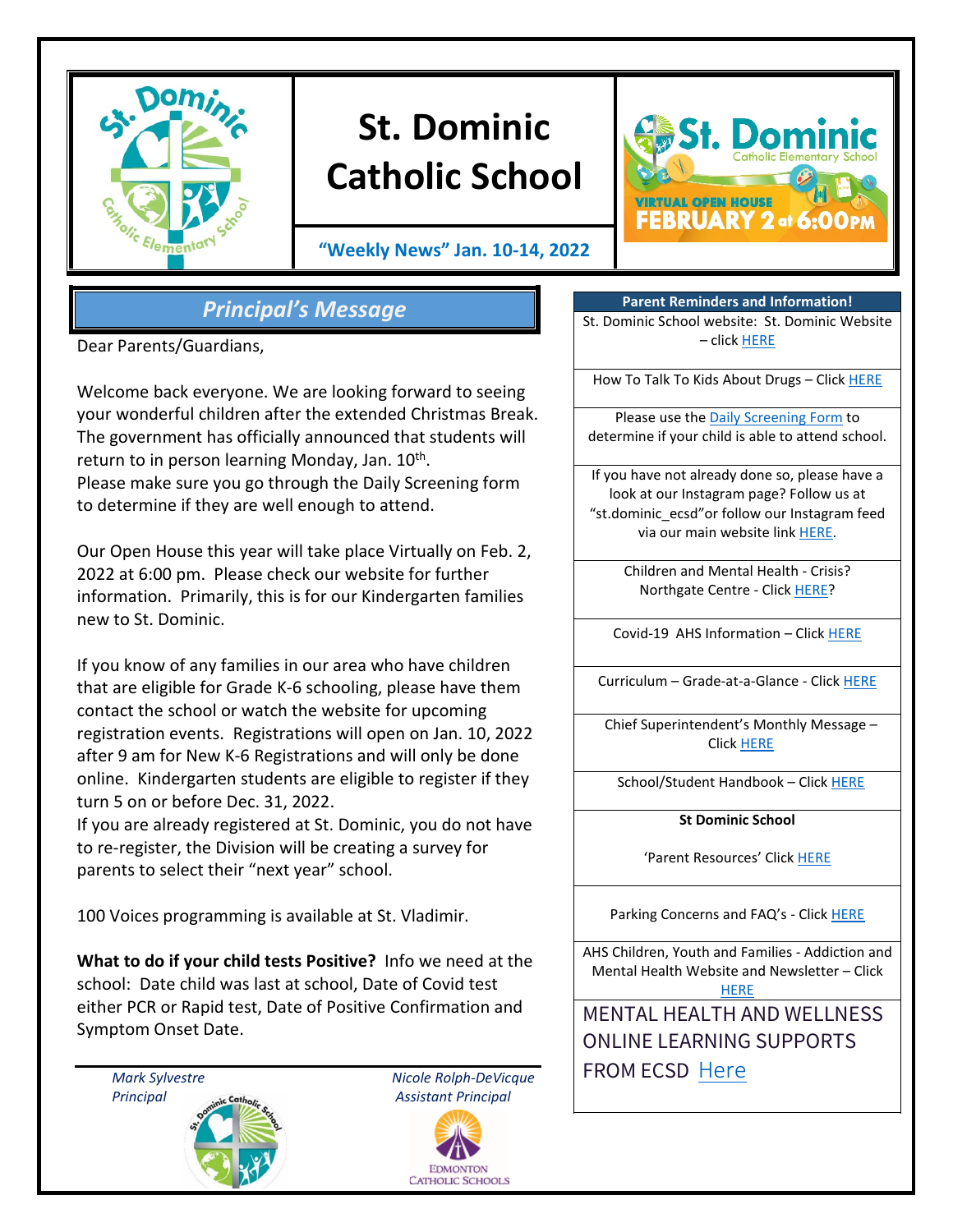# St. Dominic Catholic School

**"Weekly News" Jan. 10-14, 2022**

St. Dominic Catholic Elementary School — VIRTUAL OPEN HOUSE FEBRUARY 2 at 6:00PM

## *Principal's Message*

Dear Parents/Guardians,

Welcome back everyone. We are looking forward to seeing your wonderful children after the extended Christmas Break. The government has officially announced that students will return to in person learning Monday, Jan. 10th.
Please make sure you go through the Daily Screening form to determine if they are well enough to attend.

Our Open House this year will take place Virtually on Feb. 2, 2022 at 6:00 pm. Please check our website for further information. Primarily, this is for our Kindergarten families new to St. Dominic.

If you know of any families in our area who have children that are eligible for Grade K-6 schooling, please have them contact the school or watch the website for upcoming registration events. Registrations will open on Jan. 10, 2022 after 9 am for New K-6 Registrations and will only be done online. Kindergarten students are eligible to register if they turn 5 on or before Dec. 31, 2022.
If you are already registered at St. Dominic, you do not have to re-register, the Division will be creating a survey for parents to select their "next year" school.

100 Voices programming is available at St. Vladimir.

**What to do if your child tests Positive?** Info we need at the school: Date child was last at school, Date of Covid test either PCR or Rapid test, Date of Positive Confirmation and Symptom Onset Date.

*Mark Sylvestre*
*Principal*

*Nicole Rolph-DeVicque*
*Assistant Principal*

Edmonton Catholic Schools

| Parent Reminders and Information! |
|---|
| St. Dominic School website: St. Dominic Website – click HERE |
| How To Talk To Kids About Drugs – Click HERE |
| Please use the Daily Screening Form to determine if your child is able to attend school. |
| If you have not already done so, please have a look at our Instagram page? Follow us at "st.dominic_ecsd"or follow our Instagram feed via our main website link HERE. |
| Children and Mental Health - Crisis? Northgate Centre - Click HERE? |
| Covid-19 AHS Information – Click HERE |
| Curriculum – Grade-at-a-Glance - Click HERE |
| Chief Superintendent's Monthly Message – Click HERE |
| School/Student Handbook – Click HERE |
| **St Dominic School** 'Parent Resources' Click HERE |
| Parking Concerns and FAQ's - Click HERE |
| AHS Children, Youth and Families - Addiction and Mental Health Website and Newsletter – Click HERE |
| MENTAL HEALTH AND WELLNESS ONLINE LEARNING SUPPORTS FROM ECSD Here |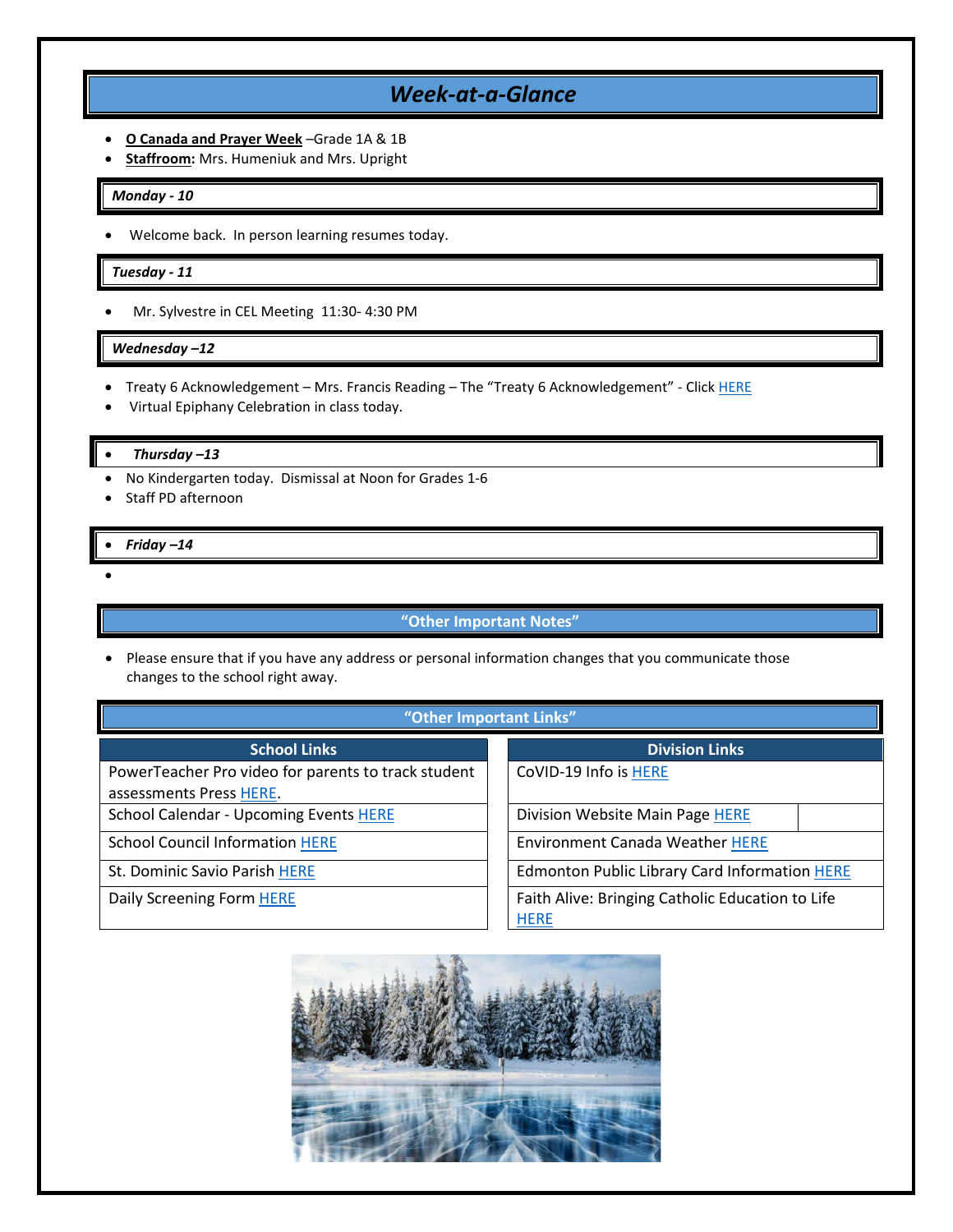# *Week-at-a-Glance*

- **O Canada and Prayer Week** –Grade 1A & 1B
- **Staffroom:** Mrs. Humeniuk and Mrs. Upright

### *Monday - 10*

- Welcome back. In person learning resumes today.

### *Tuesday - 11*

- Mr. Sylvestre in CEL Meeting 11:30- 4:30 PM

### *Wednesday –12*

- Treaty 6 Acknowledgement – Mrs. Francis Reading – The "Treaty 6 Acknowledgement" - Click HERE
- Virtual Epiphany Celebration in class today.

### *Thursday –13*

- No Kindergarten today. Dismissal at Noon for Grades 1-6
- Staff PD afternoon

### *Friday –14*

## "Other Important Notes"

- Please ensure that if you have any address or personal information changes that you communicate those changes to the school right away.

## "Other Important Links"

| School Links | Division Links |
|---|---|
| PowerTeacher Pro video for parents to track student assessments Press HERE. | CoVID-19 Info is HERE |
| School Calendar - Upcoming Events HERE | Division Website Main Page HERE |
| School Council Information HERE | Environment Canada Weather HERE |
| St. Dominic Savio Parish HERE | Edmonton Public Library Card Information HERE |
| Daily Screening Form HERE | Faith Alive: Bringing Catholic Education to Life HERE |